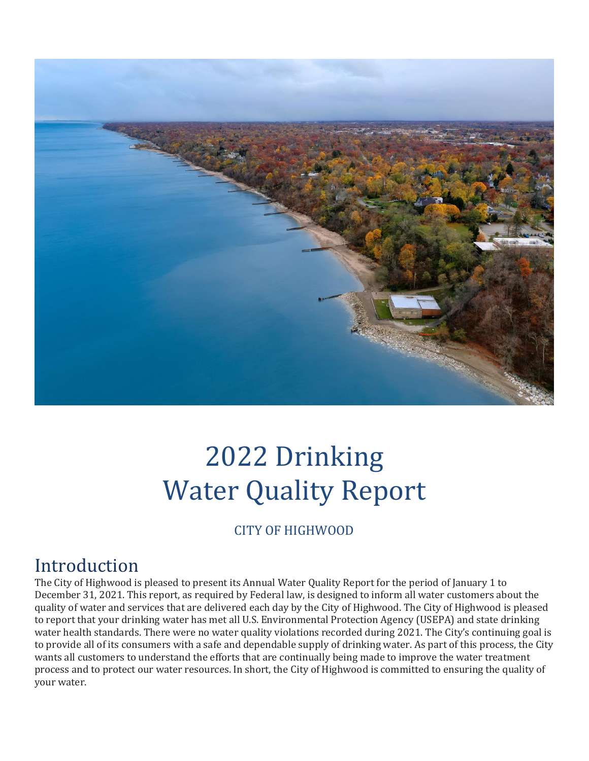# 2022 Drinking Water Quality Report

CITY OF HIGHWOOD

## Introduction

The City of Highwood is pleased to present its Annual Water Quality Report for the period of January 1 to December 31, 2021. This report, as required by Federal law, is designed to inform all water customers about the quality of water and services that are delivered each day by the City of Highwood. The City of Highwood is pleased to report that your drinking water has met all U.S. Environmental Protection Agency (USEPA) and state drinking water health standards. There were no water quality violations recorded during 2021. The City's continuing goal is to provide all of its consumers with a safe and dependable supply of drinking water. As part of this process, the City wants all customers to understand the efforts that are continually being made to improve the water treatment process and to protect our water resources. In short, the City of Highwood is committed to ensuring the quality of your water.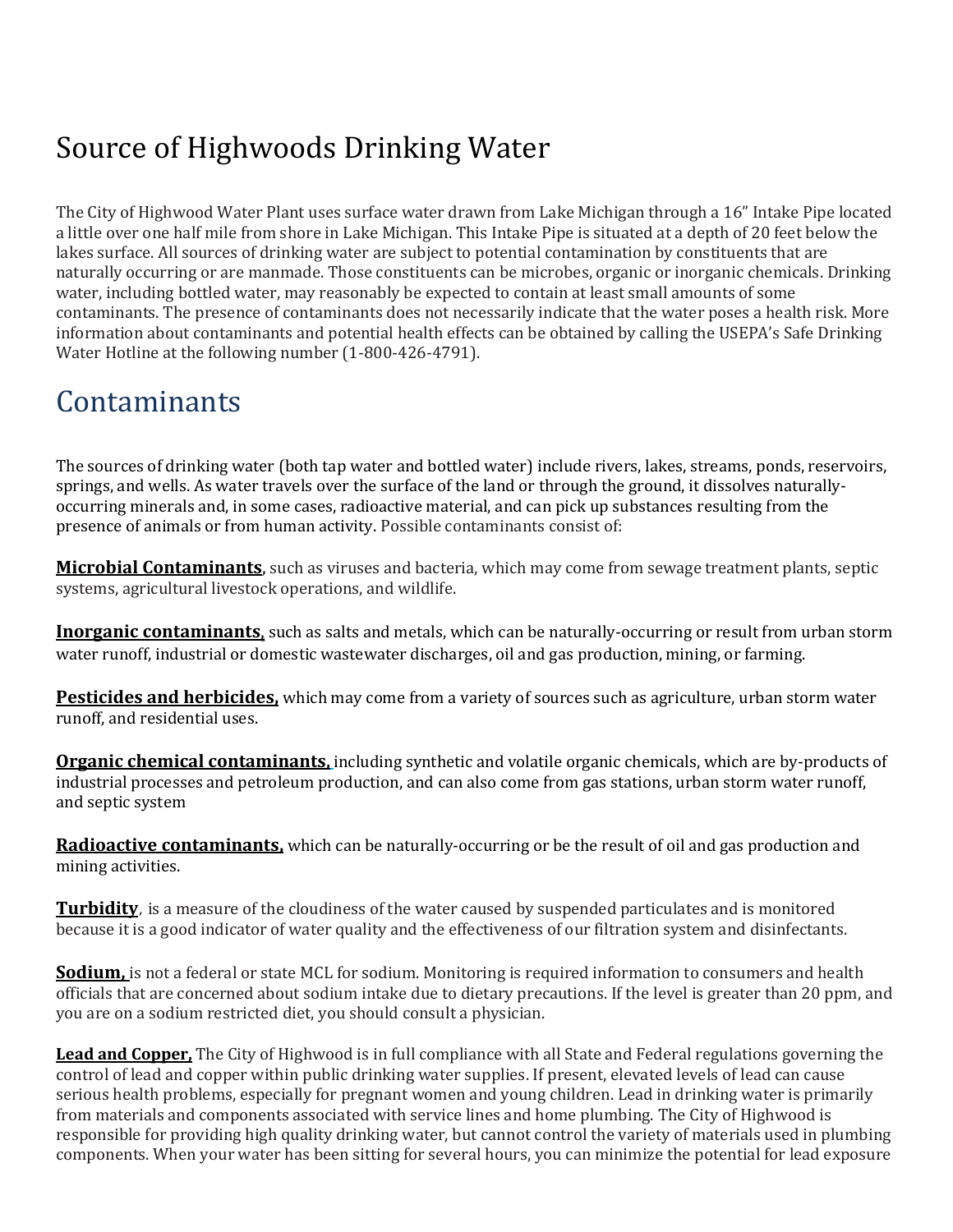# Source of Highwoods Drinking Water

The City of Highwood Water Plant uses surface water drawn from Lake Michigan through a 16" Intake Pipe located a little over one half mile from shore in Lake Michigan. This Intake Pipe is situated at a depth of 20 feet below the lakes surface. All sources of drinking water are subject to potential contamination by constituents that are naturally occurring or are manmade. Those constituents can be microbes, organic or inorganic chemicals. Drinking water, including bottled water, may reasonably be expected to contain at least small amounts of some contaminants. The presence of contaminants does not necessarily indicate that the water poses a health risk. More information about contaminants and potential health effects can be obtained by calling the USEPA's Safe Drinking Water Hotline at the following number (1-800-426-4791).

# Contaminants

The sources of drinking water (both tap water and bottled water) include rivers, lakes, streams, ponds, reservoirs, springs, and wells. As water travels over the surface of the land or through the ground, it dissolves naturally-occurring minerals and, in some cases, radioactive material, and can pick up substances resulting from the presence of animals or from human activity. Possible contaminants consist of:

**Microbial Contaminants**, such as viruses and bacteria, which may come from sewage treatment plants, septic systems, agricultural livestock operations, and wildlife.

**Inorganic contaminants,** such as salts and metals, which can be naturally-occurring or result from urban storm water runoff, industrial or domestic wastewater discharges, oil and gas production, mining, or farming.

**Pesticides and herbicides,** which may come from a variety of sources such as agriculture, urban storm water runoff, and residential uses.

**Organic chemical contaminants,** including synthetic and volatile organic chemicals, which are by-products of industrial processes and petroleum production, and can also come from gas stations, urban storm water runoff, and septic system

**Radioactive contaminants,** which can be naturally-occurring or be the result of oil and gas production and mining activities.

**Turbidity**, is a measure of the cloudiness of the water caused by suspended particulates and is monitored because it is a good indicator of water quality and the effectiveness of our filtration system and disinfectants.

**Sodium,** is not a federal or state MCL for sodium. Monitoring is required information to consumers and health officials that are concerned about sodium intake due to dietary precautions. If the level is greater than 20 ppm, and you are on a sodium restricted diet, you should consult a physician.

**Lead and Copper,** The City of Highwood is in full compliance with all State and Federal regulations governing the control of lead and copper within public drinking water supplies. If present, elevated levels of lead can cause serious health problems, especially for pregnant women and young children. Lead in drinking water is primarily from materials and components associated with service lines and home plumbing. The City of Highwood is responsible for providing high quality drinking water, but cannot control the variety of materials used in plumbing components. When your water has been sitting for several hours, you can minimize the potential for lead exposure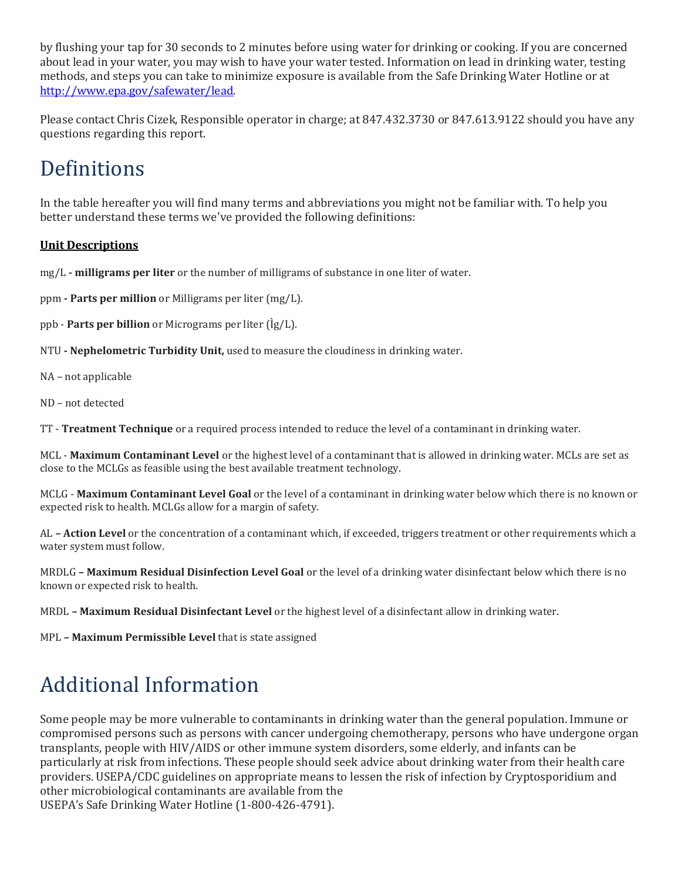by flushing your tap for 30 seconds to 2 minutes before using water for drinking or cooking. If you are concerned about lead in your water, you may wish to have your water tested. Information on lead in drinking water, testing methods, and steps you can take to minimize exposure is available from the Safe Drinking Water Hotline or at http://www.epa.gov/safewater/lead.

Please contact Chris Cizek, Responsible operator in charge; at 847.432.3730 or 847.613.9122 should you have any questions regarding this report.

# Definitions

In the table hereafter you will find many terms and abbreviations you might not be familiar with. To help you better understand these terms we've provided the following definitions:

**Unit Descriptions**

mg/L **- milligrams per liter** or the number of milligrams of substance in one liter of water.

ppm **- Parts per million** or Milligrams per liter (mg/L).

ppb - **Parts per billion** or Micrograms per liter (Ìg/L).

NTU **- Nephelometric Turbidity Unit,** used to measure the cloudiness in drinking water.

NA – not applicable

ND – not detected

TT - **Treatment Technique** or a required process intended to reduce the level of a contaminant in drinking water.

MCL - **Maximum Contaminant Level** or the highest level of a contaminant that is allowed in drinking water. MCLs are set as close to the MCLGs as feasible using the best available treatment technology.

MCLG - **Maximum Contaminant Level Goal** or the level of a contaminant in drinking water below which there is no known or expected risk to health. MCLGs allow for a margin of safety.

AL **– Action Level** or the concentration of a contaminant which, if exceeded, triggers treatment or other requirements which a water system must follow.

MRDLG **– Maximum Residual Disinfection Level Goal** or the level of a drinking water disinfectant below which there is no known or expected risk to health.

MRDL **– Maximum Residual Disinfectant Level** or the highest level of a disinfectant allow in drinking water.

MPL **– Maximum Permissible Level** that is state assigned

# Additional Information

Some people may be more vulnerable to contaminants in drinking water than the general population. Immune or compromised persons such as persons with cancer undergoing chemotherapy, persons who have undergone organ transplants, people with HIV/AIDS or other immune system disorders, some elderly, and infants can be particularly at risk from infections. These people should seek advice about drinking water from their health care providers. USEPA/CDC guidelines on appropriate means to lessen the risk of infection by Cryptosporidium and other microbiological contaminants are available from the
USEPA's Safe Drinking Water Hotline (1-800-426-4791).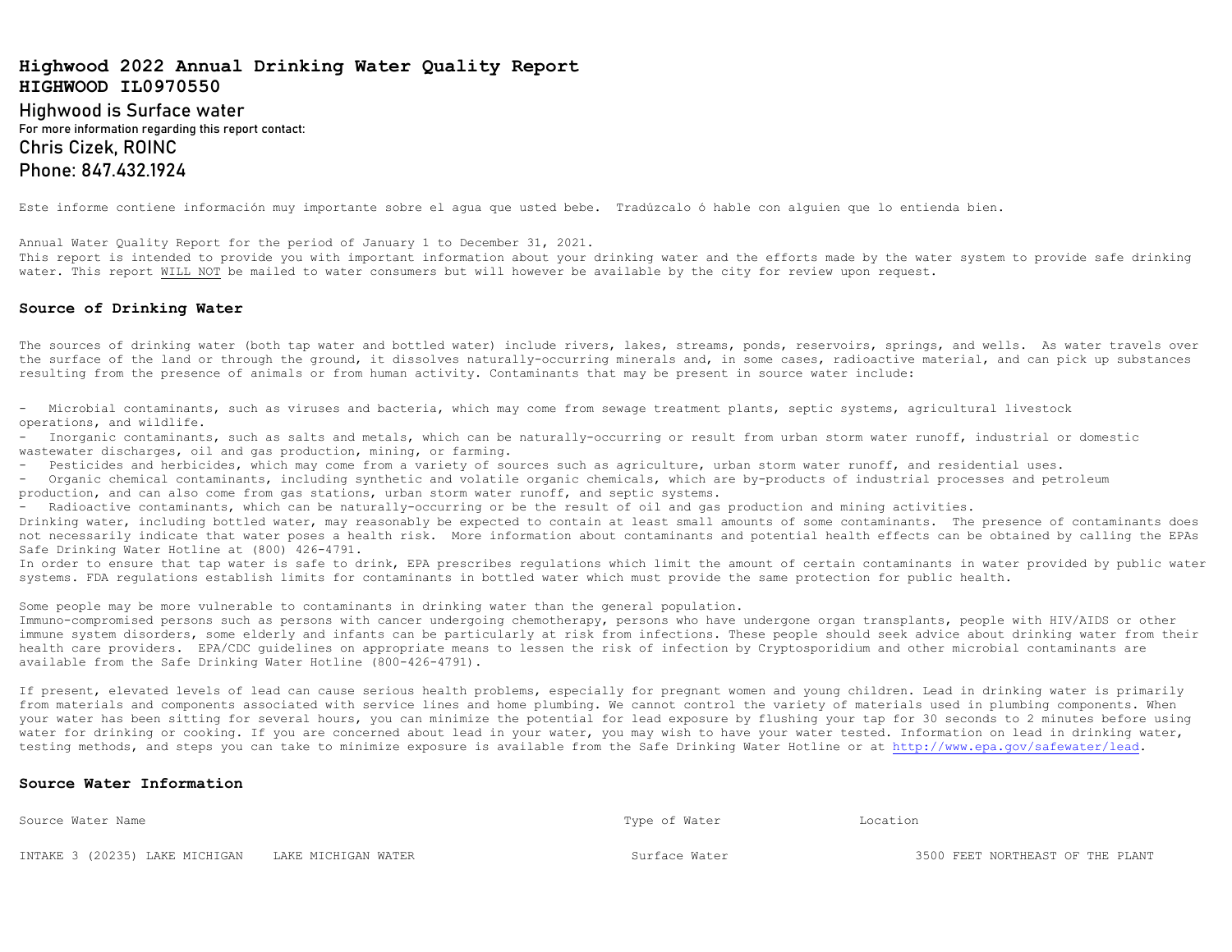# Highwood 2022 Annual Drinking Water Quality Report

## HIGHWOOD IL0970550

Highwood is Surface water

For more information regarding this report contact:

Chris Cizek, ROINC

Phone: 847.432.1924

Este informe contiene información muy importante sobre el agua que usted bebe. Tradúzcalo ó hable con alguien que lo entienda bien.

Annual Water Quality Report for the period of January 1 to December 31, 2021.
This report is intended to provide you with important information about your drinking water and the efforts made by the water system to provide safe drinking water. This report WILL NOT be mailed to water consumers but will however be available by the city for review upon request.

### Source of Drinking Water

The sources of drinking water (both tap water and bottled water) include rivers, lakes, streams, ponds, reservoirs, springs, and wells. As water travels over the surface of the land or through the ground, it dissolves naturally-occurring minerals and, in some cases, radioactive material, and can pick up substances resulting from the presence of animals or from human activity. Contaminants that may be present in source water include:

- Microbial contaminants, such as viruses and bacteria, which may come from sewage treatment plants, septic systems, agricultural livestock operations, and wildlife.
- Inorganic contaminants, such as salts and metals, which can be naturally-occurring or result from urban storm water runoff, industrial or domestic wastewater discharges, oil and gas production, mining, or farming.
- Pesticides and herbicides, which may come from a variety of sources such as agriculture, urban storm water runoff, and residential uses.
- Organic chemical contaminants, including synthetic and volatile organic chemicals, which are by-products of industrial processes and petroleum production, and can also come from gas stations, urban storm water runoff, and septic systems.
- Radioactive contaminants, which can be naturally-occurring or be the result of oil and gas production and mining activities.

Drinking water, including bottled water, may reasonably be expected to contain at least small amounts of some contaminants. The presence of contaminants does not necessarily indicate that water poses a health risk. More information about contaminants and potential health effects can be obtained by calling the EPAs Safe Drinking Water Hotline at (800) 426-4791.
In order to ensure that tap water is safe to drink, EPA prescribes regulations which limit the amount of certain contaminants in water provided by public water systems. FDA regulations establish limits for contaminants in bottled water which must provide the same protection for public health.

Some people may be more vulnerable to contaminants in drinking water than the general population.
Immuno-compromised persons such as persons with cancer undergoing chemotherapy, persons who have undergone organ transplants, people with HIV/AIDS or other immune system disorders, some elderly and infants can be particularly at risk from infections. These people should seek advice about drinking water from their health care providers. EPA/CDC guidelines on appropriate means to lessen the risk of infection by Cryptosporidium and other microbial contaminants are available from the Safe Drinking Water Hotline (800-426-4791).

If present, elevated levels of lead can cause serious health problems, especially for pregnant women and young children. Lead in drinking water is primarily from materials and components associated with service lines and home plumbing. We cannot control the variety of materials used in plumbing components. When your water has been sitting for several hours, you can minimize the potential for lead exposure by flushing your tap for 30 seconds to 2 minutes before using water for drinking or cooking. If you are concerned about lead in your water, you may wish to have your water tested. Information on lead in drinking water, testing methods, and steps you can take to minimize exposure is available from the Safe Drinking Water Hotline or at http://www.epa.gov/safewater/lead.

### Source Water Information

| Source Water Name | | Type of Water | Location |
|---|---|---|---|
| INTAKE 3 (20235) LAKE MICHIGAN | LAKE MICHIGAN WATER | Surface Water | 3500 FEET NORTHEAST OF THE PLANT |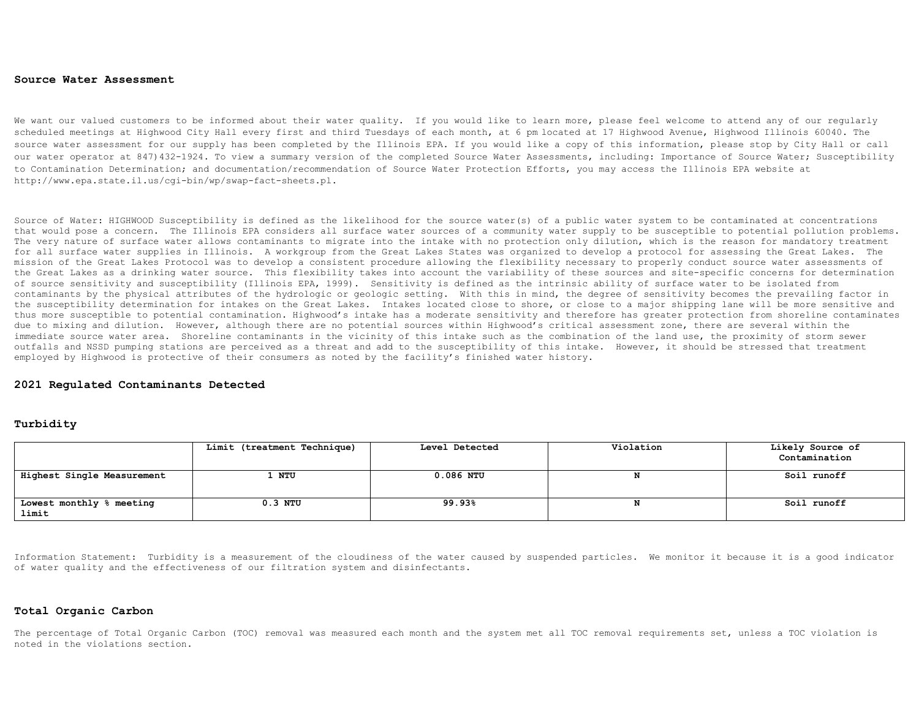## Source Water Assessment

We want our valued customers to be informed about their water quality. If you would like to learn more, please feel welcome to attend any of our regularly scheduled meetings at Highwood City Hall every first and third Tuesdays of each month, at 6 pm located at 17 Highwood Avenue, Highwood Illinois 60040. The source water assessment for our supply has been completed by the Illinois EPA. If you would like a copy of this information, please stop by City Hall or call our water operator at 847)432-1924. To view a summary version of the completed Source Water Assessments, including: Importance of Source Water; Susceptibility to Contamination Determination; and documentation/recommendation of Source Water Protection Efforts, you may access the Illinois EPA website at http://www.epa.state.il.us/cgi-bin/wp/swap-fact-sheets.pl.

Source of Water: HIGHWOOD Susceptibility is defined as the likelihood for the source water(s) of a public water system to be contaminated at concentrations that would pose a concern. The Illinois EPA considers all surface water sources of a community water supply to be susceptible to potential pollution problems. The very nature of surface water allows contaminants to migrate into the intake with no protection only dilution, which is the reason for mandatory treatment for all surface water supplies in Illinois. A workgroup from the Great Lakes States was organized to develop a protocol for assessing the Great Lakes. The mission of the Great Lakes Protocol was to develop a consistent procedure allowing the flexibility necessary to properly conduct source water assessments of the Great Lakes as a drinking water source. This flexibility takes into account the variability of these sources and site-specific concerns for determination of source sensitivity and susceptibility (Illinois EPA, 1999). Sensitivity is defined as the intrinsic ability of surface water to be isolated from contaminants by the physical attributes of the hydrologic or geologic setting. With this in mind, the degree of sensitivity becomes the prevailing factor in the susceptibility determination for intakes on the Great Lakes. Intakes located close to shore, or close to a major shipping lane will be more sensitive and thus more susceptible to potential contamination. Highwood's intake has a moderate sensitivity and therefore has greater protection from shoreline contaminates due to mixing and dilution. However, although there are no potential sources within Highwood's critical assessment zone, there are several within the immediate source water area. Shoreline contaminants in the vicinity of this intake such as the combination of the land use, the proximity of storm sewer outfalls and NSSD pumping stations are perceived as a threat and add to the susceptibility of this intake. However, it should be stressed that treatment employed by Highwood is protective of their consumers as noted by the facility's finished water history.

## 2021 Regulated Contaminants Detected

### Turbidity

| | Limit (treatment Technique) | Level Detected | Violation | Likely Source of Contamination |
|---|---|---|---|---|
| Highest Single Measurement | 1 NTU | 0.086 NTU | N | Soil runoff |
| Lowest monthly % meeting limit | 0.3 NTU | 99.93% | N | Soil runoff |

Information Statement: Turbidity is a measurement of the cloudiness of the water caused by suspended particles. We monitor it because it is a good indicator of water quality and the effectiveness of our filtration system and disinfectants.

### Total Organic Carbon

The percentage of Total Organic Carbon (TOC) removal was measured each month and the system met all TOC removal requirements set, unless a TOC violation is noted in the violations section.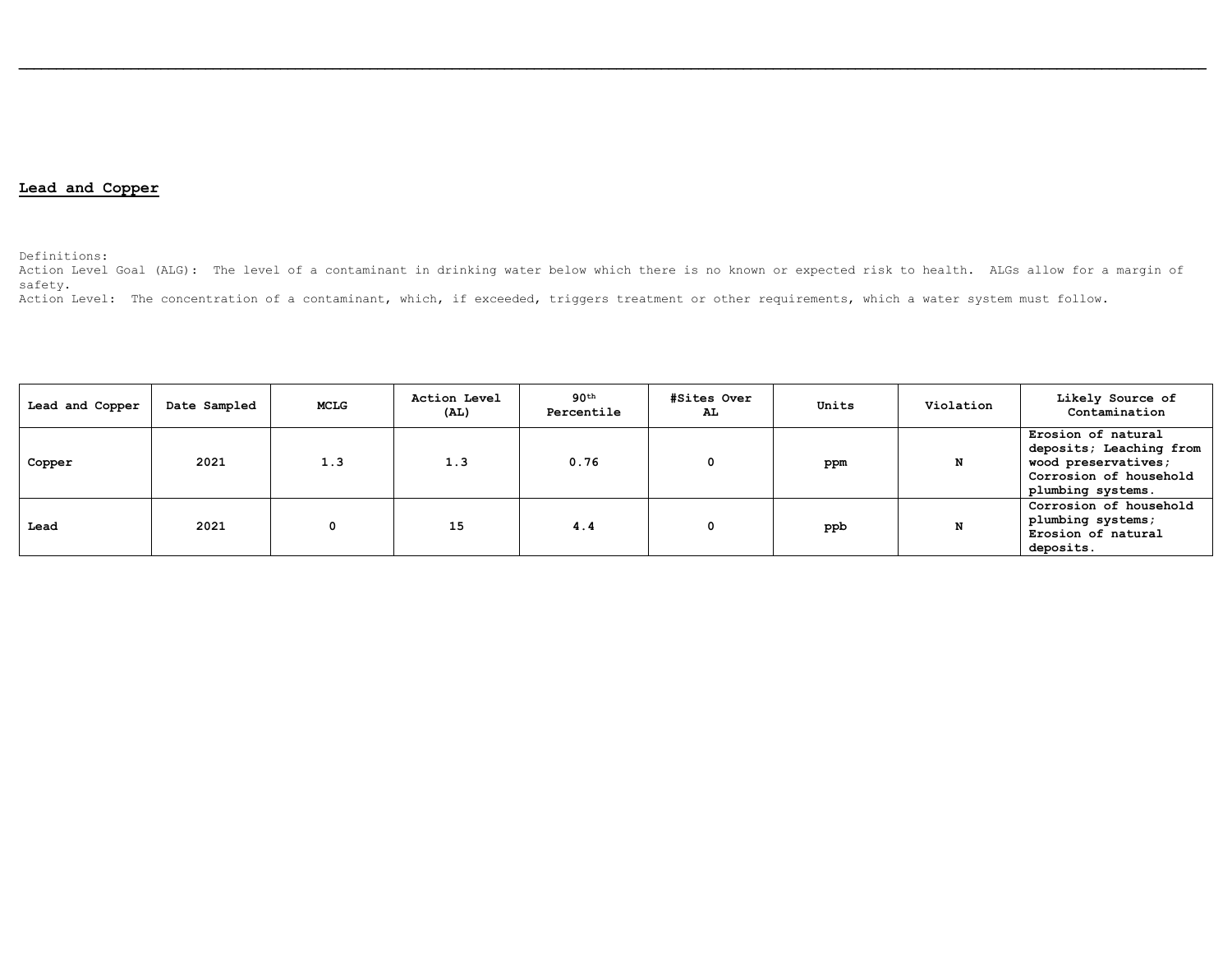**Lead and Copper**

Definitions:
Action Level Goal (ALG): The level of a contaminant in drinking water below which there is no known or expected risk to health. ALGs allow for a margin of safety.
Action Level: The concentration of a contaminant, which, if exceeded, triggers treatment or other requirements, which a water system must follow.

| Lead and Copper | Date Sampled | MCLG | Action Level (AL) | 90th Percentile | #Sites Over AL | Units | Violation | Likely Source of Contamination |
|---|---|---|---|---|---|---|---|---|
| Copper | 2021 | 1.3 | 1.3 | 0.76 | 0 | ppm | N | Erosion of natural deposits; Leaching from wood preservatives; Corrosion of household plumbing systems. |
| Lead | 2021 | 0 | 15 | 4.4 | 0 | ppb | N | Corrosion of household plumbing systems; Erosion of natural deposits. |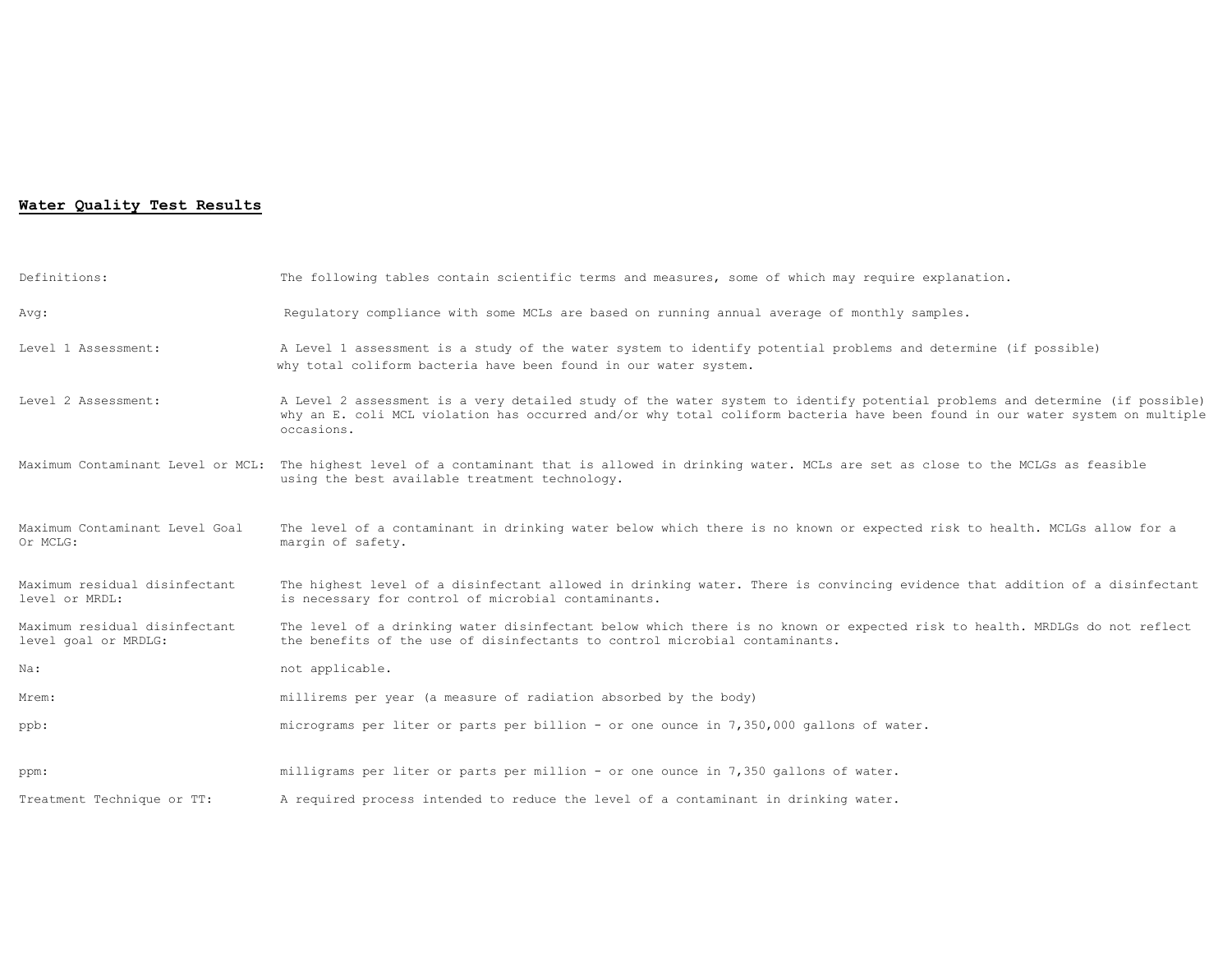**Water Quality Test Results**

| | |
|---|---|
| Definitions: | The following tables contain scientific terms and measures, some of which may require explanation. |
| Avg: | Regulatory compliance with some MCLs are based on running annual average of monthly samples. |
| Level 1 Assessment: | A Level 1 assessment is a study of the water system to identify potential problems and determine (if possible) why total coliform bacteria have been found in our water system. |
| Level 2 Assessment: | A Level 2 assessment is a very detailed study of the water system to identify potential problems and determine (if possible) why an E. coli MCL violation has occurred and/or why total coliform bacteria have been found in our water system on multiple occasions. |
| Maximum Contaminant Level or MCL: | The highest level of a contaminant that is allowed in drinking water. MCLs are set as close to the MCLGs as feasible using the best available treatment technology. |
| Maximum Contaminant Level Goal Or MCLG: | The level of a contaminant in drinking water below which there is no known or expected risk to health. MCLGs allow for a margin of safety. |
| Maximum residual disinfectant level or MRDL: | The highest level of a disinfectant allowed in drinking water. There is convincing evidence that addition of a disinfectant is necessary for control of microbial contaminants. |
| Maximum residual disinfectant level goal or MRDLG: | The level of a drinking water disinfectant below which there is no known or expected risk to health. MRDLGs do not reflect the benefits of the use of disinfectants to control microbial contaminants. |
| Na: | not applicable. |
| Mrem: | millirems per year (a measure of radiation absorbed by the body) |
| ppb: | micrograms per liter or parts per billion - or one ounce in 7,350,000 gallons of water. |
| ppm: | milligrams per liter or parts per million - or one ounce in 7,350 gallons of water. |
| Treatment Technique or TT: | A required process intended to reduce the level of a contaminant in drinking water. |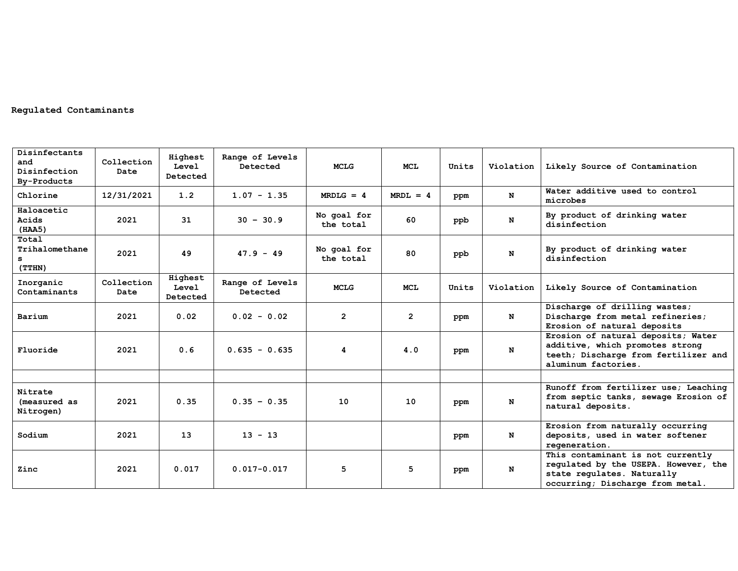**Regulated Contaminants**

| Disinfectants and Disinfection By-Products | Collection Date | Highest Level Detected | Range of Levels Detected | MCLG | MCL | Units | Violation | Likely Source of Contamination |
|---|---|---|---|---|---|---|---|---|
| Chlorine | 12/31/2021 | 1.2 | 1.07 - 1.35 | MRDLG = 4 | MRDL = 4 | ppm | N | Water additive used to control microbes |
| Haloacetic Acids (HAA5) | 2021 | 31 | 30 - 30.9 | No goal for the total | 60 | ppb | N | By product of drinking water disinfection |
| Total Trihalomethanes (TTHN) | 2021 | 49 | 47.9 - 49 | No goal for the total | 80 | ppb | N | By product of drinking water disinfection |
| **Inorganic Contaminants** | **Collection Date** | **Highest Level Detected** | **Range of Levels Detected** | **MCLG** | **MCL** | **Units** | **Violation** | **Likely Source of Contamination** |
| Barium | 2021 | 0.02 | 0.02 - 0.02 | 2 | 2 | ppm | N | Discharge of drilling wastes; Discharge from metal refineries; Erosion of natural deposits |
| Fluoride | 2021 | 0.6 | 0.635 - 0.635 | 4 | 4.0 | ppm | N | Erosion of natural deposits; Water additive, which promotes strong teeth; Discharge from fertilizer and aluminum factories. |
| | | | | | | | | |
| Nitrate (measured as Nitrogen) | 2021 | 0.35 | 0.35 – 0.35 | 10 | 10 | ppm | N | Runoff from fertilizer use; Leaching from septic tanks, sewage Erosion of natural deposits. |
| Sodium | 2021 | 13 | 13 - 13 | | | ppm | N | Erosion from naturally occurring deposits, used in water softener regeneration. |
| Zinc | 2021 | 0.017 | 0.017-0.017 | 5 | 5 | ppm | N | This contaminant is not currently regulated by the USEPA. However, the state regulates. Naturally occurring; Discharge from metal. |